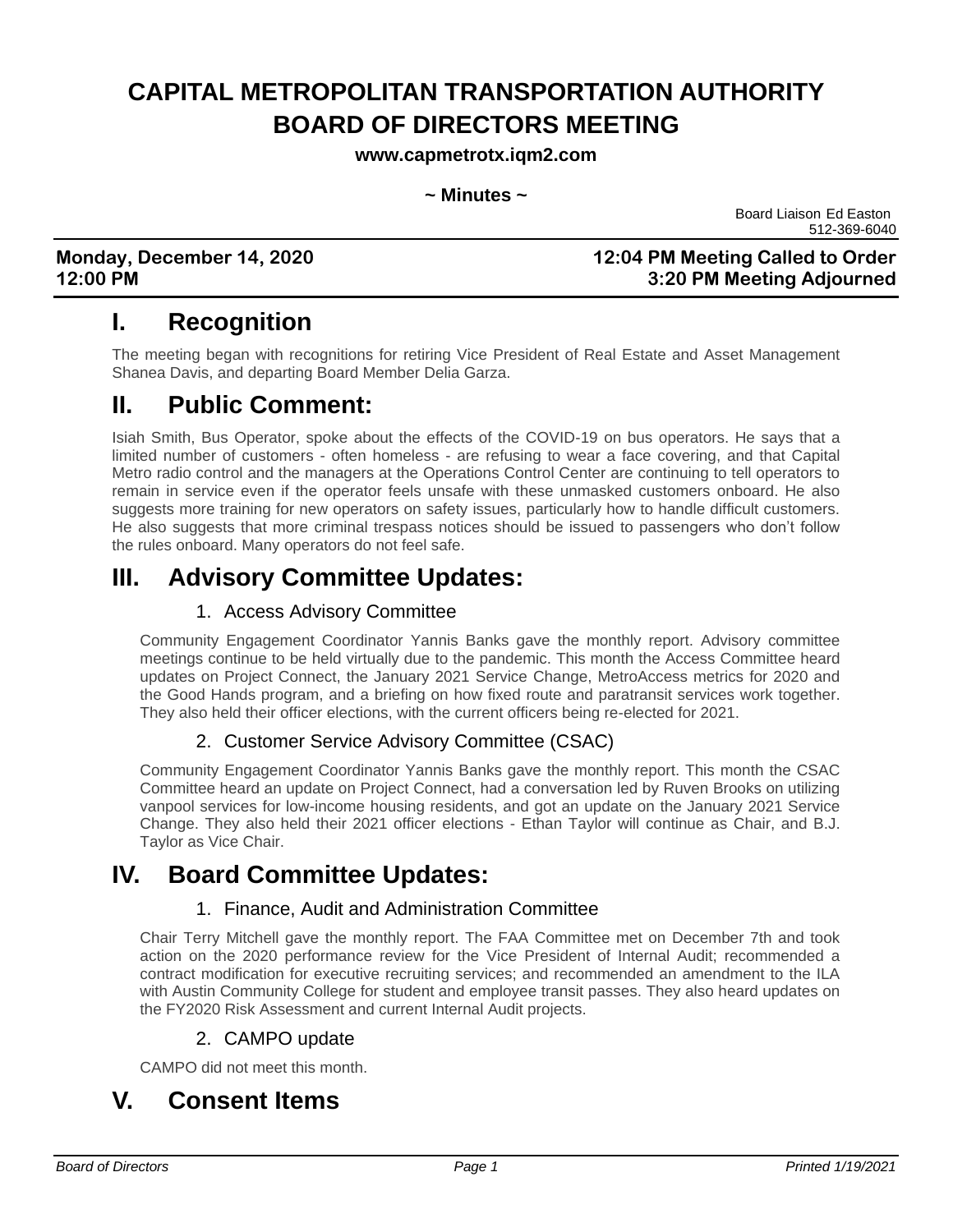# CAPITAL METROPOLITAN TRANSPORTATION AUTHORITY BOARD OF DIRECTORS MEETING

**www.capmetrotx.iqm2.com**

**~ Minutes ~**

Board Liaison Ed Easton
512-369-6040

**Monday, December 14, 2020**
**12:00 PM**

**12:04 PM Meeting Called to Order**
**3:20 PM Meeting Adjourned**

## I. Recognition

The meeting began with recognitions for retiring Vice President of Real Estate and Asset Management Shanea Davis, and departing Board Member Delia Garza.

## II. Public Comment:

Isiah Smith, Bus Operator, spoke about the effects of the COVID-19 on bus operators. He says that a limited number of customers - often homeless - are refusing to wear a face covering, and that Capital Metro radio control and the managers at the Operations Control Center are continuing to tell operators to remain in service even if the operator feels unsafe with these unmasked customers onboard. He also suggests more training for new operators on safety issues, particularly how to handle difficult customers. He also suggests that more criminal trespass notices should be issued to passengers who don't follow the rules onboard. Many operators do not feel safe.

## III. Advisory Committee Updates:

### 1. Access Advisory Committee

Community Engagement Coordinator Yannis Banks gave the monthly report. Advisory committee meetings continue to be held virtually due to the pandemic. This month the Access Committee heard updates on Project Connect, the January 2021 Service Change, MetroAccess metrics for 2020 and the Good Hands program, and a briefing on how fixed route and paratransit services work together. They also held their officer elections, with the current officers being re-elected for 2021.

### 2. Customer Service Advisory Committee (CSAC)

Community Engagement Coordinator Yannis Banks gave the monthly report. This month the CSAC Committee heard an update on Project Connect, had a conversation led by Ruven Brooks on utilizing vanpool services for low-income housing residents, and got an update on the January 2021 Service Change. They also held their 2021 officer elections - Ethan Taylor will continue as Chair, and B.J. Taylor as Vice Chair.

## IV. Board Committee Updates:

### 1. Finance, Audit and Administration Committee

Chair Terry Mitchell gave the monthly report. The FAA Committee met on December 7th and took action on the 2020 performance review for the Vice President of Internal Audit; recommended a contract modification for executive recruiting services; and recommended an amendment to the ILA with Austin Community College for student and employee transit passes. They also heard updates on the FY2020 Risk Assessment and current Internal Audit projects.

### 2. CAMPO update

CAMPO did not meet this month.

## V. Consent Items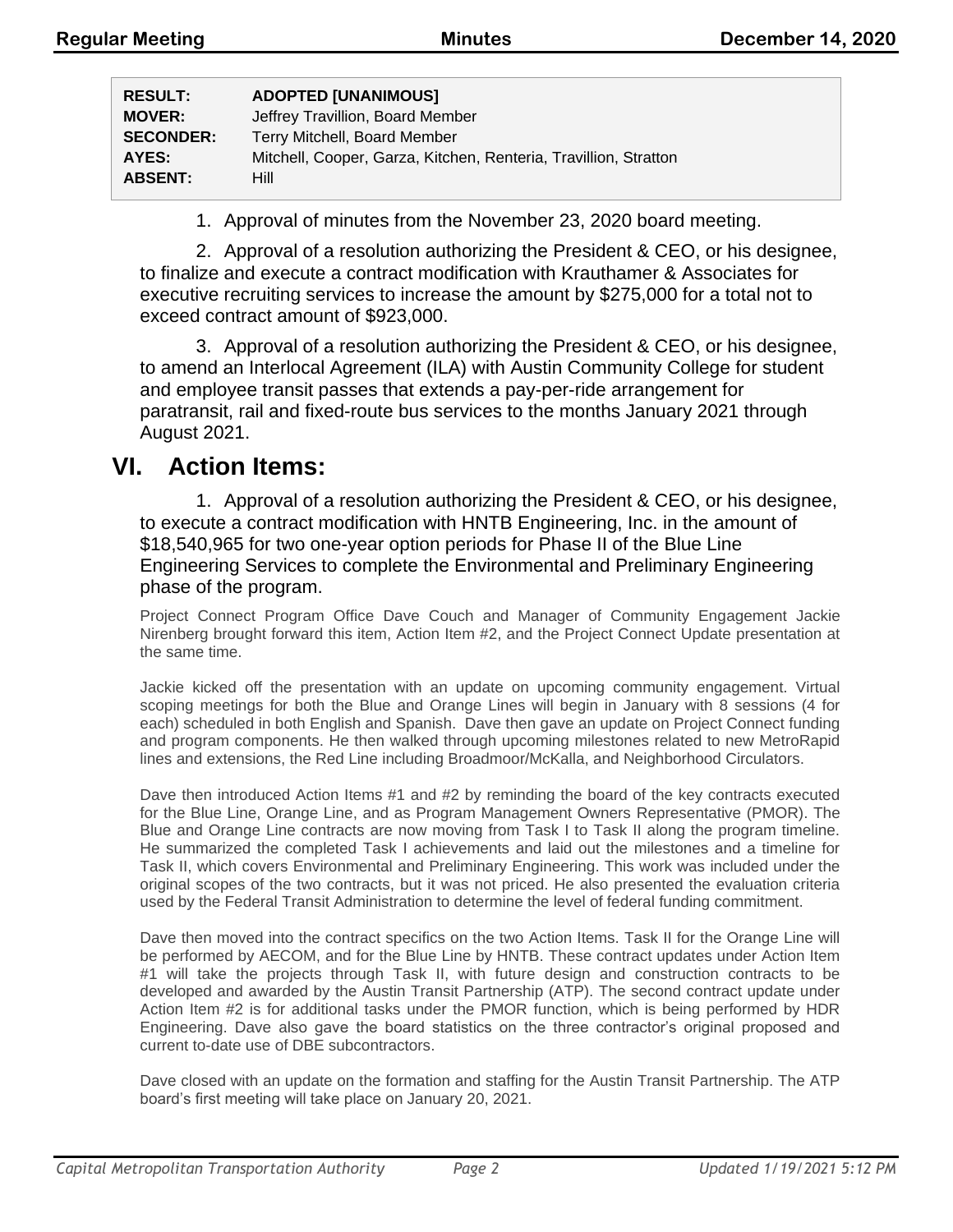| | |
|---|---|
| **RESULT:** | **ADOPTED [UNANIMOUS]** |
| **MOVER:** | Jeffrey Travillion, Board Member |
| **SECONDER:** | Terry Mitchell, Board Member |
| **AYES:** | Mitchell, Cooper, Garza, Kitchen, Renteria, Travillion, Stratton |
| **ABSENT:** | Hill |

1. Approval of minutes from the November 23, 2020 board meeting.

2. Approval of a resolution authorizing the President & CEO, or his designee, to finalize and execute a contract modification with Krauthamer & Associates for executive recruiting services to increase the amount by $275,000 for a total not to exceed contract amount of $923,000.

3. Approval of a resolution authorizing the President & CEO, or his designee, to amend an Interlocal Agreement (ILA) with Austin Community College for student and employee transit passes that extends a pay-per-ride arrangement for paratransit, rail and fixed-route bus services to the months January 2021 through August 2021.

# VI. Action Items:

1. Approval of a resolution authorizing the President & CEO, or his designee, to execute a contract modification with HNTB Engineering, Inc. in the amount of $18,540,965 for two one-year option periods for Phase II of the Blue Line Engineering Services to complete the Environmental and Preliminary Engineering phase of the program.

Project Connect Program Office Dave Couch and Manager of Community Engagement Jackie Nirenberg brought forward this item, Action Item #2, and the Project Connect Update presentation at the same time.

Jackie kicked off the presentation with an update on upcoming community engagement. Virtual scoping meetings for both the Blue and Orange Lines will begin in January with 8 sessions (4 for each) scheduled in both English and Spanish. Dave then gave an update on Project Connect funding and program components. He then walked through upcoming milestones related to new MetroRapid lines and extensions, the Red Line including Broadmoor/McKalla, and Neighborhood Circulators.

Dave then introduced Action Items #1 and #2 by reminding the board of the key contracts executed for the Blue Line, Orange Line, and as Program Management Owners Representative (PMOR). The Blue and Orange Line contracts are now moving from Task I to Task II along the program timeline. He summarized the completed Task I achievements and laid out the milestones and a timeline for Task II, which covers Environmental and Preliminary Engineering. This work was included under the original scopes of the two contracts, but it was not priced. He also presented the evaluation criteria used by the Federal Transit Administration to determine the level of federal funding commitment.

Dave then moved into the contract specifics on the two Action Items. Task II for the Orange Line will be performed by AECOM, and for the Blue Line by HNTB. These contract updates under Action Item #1 will take the projects through Task II, with future design and construction contracts to be developed and awarded by the Austin Transit Partnership (ATP). The second contract update under Action Item #2 is for additional tasks under the PMOR function, which is being performed by HDR Engineering. Dave also gave the board statistics on the three contractor's original proposed and current to-date use of DBE subcontractors.

Dave closed with an update on the formation and staffing for the Austin Transit Partnership. The ATP board's first meeting will take place on January 20, 2021.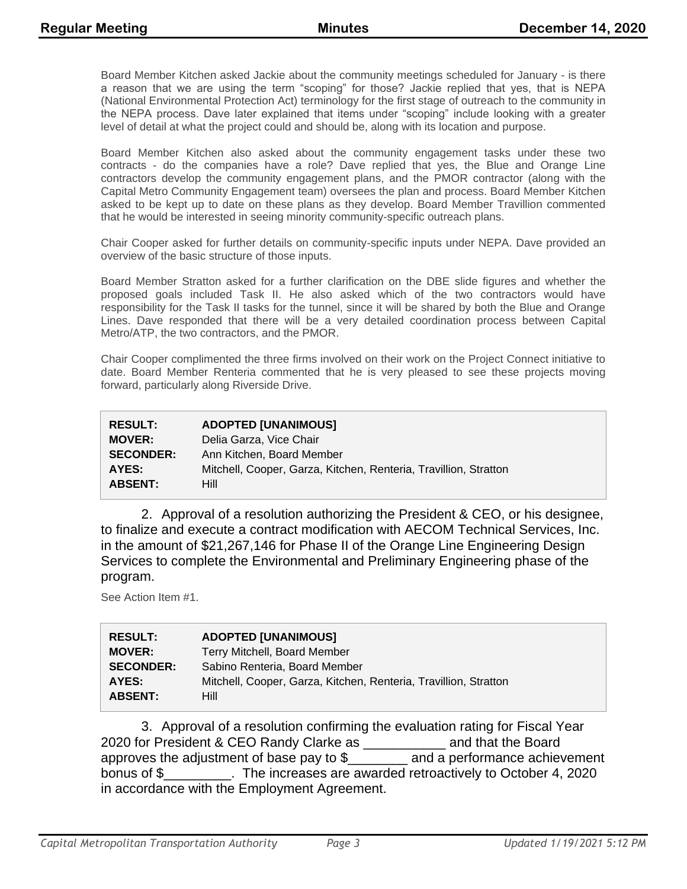Board Member Kitchen asked Jackie about the community meetings scheduled for January - is there a reason that we are using the term "scoping" for those? Jackie replied that yes, that is NEPA (National Environmental Protection Act) terminology for the first stage of outreach to the community in the NEPA process. Dave later explained that items under "scoping" include looking with a greater level of detail at what the project could and should be, along with its location and purpose.

Board Member Kitchen also asked about the community engagement tasks under these two contracts - do the companies have a role? Dave replied that yes, the Blue and Orange Line contractors develop the community engagement plans, and the PMOR contractor (along with the Capital Metro Community Engagement team) oversees the plan and process. Board Member Kitchen asked to be kept up to date on these plans as they develop. Board Member Travillion commented that he would be interested in seeing minority community-specific outreach plans.

Chair Cooper asked for further details on community-specific inputs under NEPA. Dave provided an overview of the basic structure of those inputs.

Board Member Stratton asked for a further clarification on the DBE slide figures and whether the proposed goals included Task II. He also asked which of the two contractors would have responsibility for the Task II tasks for the tunnel, since it will be shared by both the Blue and Orange Lines. Dave responded that there will be a very detailed coordination process between Capital Metro/ATP, the two contractors, and the PMOR.

Chair Cooper complimented the three firms involved on their work on the Project Connect initiative to date. Board Member Renteria commented that he is very pleased to see these projects moving forward, particularly along Riverside Drive.

| | |
|---|---|
| **RESULT:** | **ADOPTED [UNANIMOUS]** |
| **MOVER:** | Delia Garza, Vice Chair |
| **SECONDER:** | Ann Kitchen, Board Member |
| **AYES:** | Mitchell, Cooper, Garza, Kitchen, Renteria, Travillion, Stratton |
| **ABSENT:** | Hill |

2. Approval of a resolution authorizing the President & CEO, or his designee, to finalize and execute a contract modification with AECOM Technical Services, Inc. in the amount of $21,267,146 for Phase II of the Orange Line Engineering Design Services to complete the Environmental and Preliminary Engineering phase of the program.

See Action Item #1.

| | |
|---|---|
| **RESULT:** | **ADOPTED [UNANIMOUS]** |
| **MOVER:** | Terry Mitchell, Board Member |
| **SECONDER:** | Sabino Renteria, Board Member |
| **AYES:** | Mitchell, Cooper, Garza, Kitchen, Renteria, Travillion, Stratton |
| **ABSENT:** | Hill |

3. Approval of a resolution confirming the evaluation rating for Fiscal Year 2020 for President & CEO Randy Clarke as ___________ and that the Board approves the adjustment of base pay to $________ and a performance achievement bonus of $_________. The increases are awarded retroactively to October 4, 2020 in accordance with the Employment Agreement.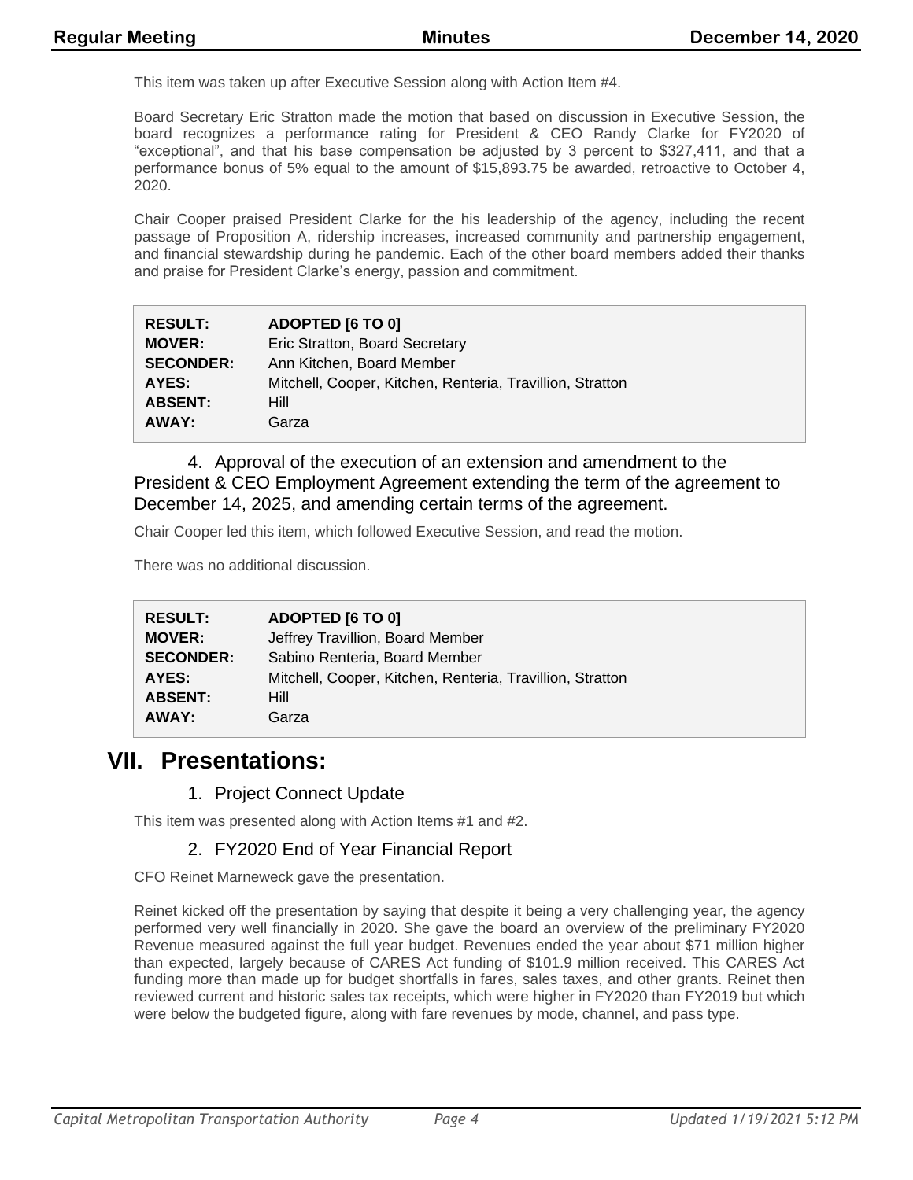This item was taken up after Executive Session along with Action Item #4.

Board Secretary Eric Stratton made the motion that based on discussion in Executive Session, the board recognizes a performance rating for President & CEO Randy Clarke for FY2020 of "exceptional", and that his base compensation be adjusted by 3 percent to $327,411, and that a performance bonus of 5% equal to the amount of $15,893.75 be awarded, retroactive to October 4, 2020.

Chair Cooper praised President Clarke for the his leadership of the agency, including the recent passage of Proposition A, ridership increases, increased community and partnership engagement, and financial stewardship during he pandemic. Each of the other board members added their thanks and praise for President Clarke's energy, passion and commitment.

| | |
|---|---|
| **RESULT:** | **ADOPTED [6 TO 0]** |
| **MOVER:** | Eric Stratton, Board Secretary |
| **SECONDER:** | Ann Kitchen, Board Member |
| **AYES:** | Mitchell, Cooper, Kitchen, Renteria, Travillion, Stratton |
| **ABSENT:** | Hill |
| **AWAY:** | Garza |

### 4. Approval of the execution of an extension and amendment to the President & CEO Employment Agreement extending the term of the agreement to December 14, 2025, and amending certain terms of the agreement.

Chair Cooper led this item, which followed Executive Session, and read the motion.

There was no additional discussion.

| | |
|---|---|
| **RESULT:** | **ADOPTED [6 TO 0]** |
| **MOVER:** | Jeffrey Travillion, Board Member |
| **SECONDER:** | Sabino Renteria, Board Member |
| **AYES:** | Mitchell, Cooper, Kitchen, Renteria, Travillion, Stratton |
| **ABSENT:** | Hill |
| **AWAY:** | Garza |

# VII. Presentations:

### 1. Project Connect Update

This item was presented along with Action Items #1 and #2.

### 2. FY2020 End of Year Financial Report

CFO Reinet Marneweck gave the presentation.

Reinet kicked off the presentation by saying that despite it being a very challenging year, the agency performed very well financially in 2020. She gave the board an overview of the preliminary FY2020 Revenue measured against the full year budget. Revenues ended the year about $71 million higher than expected, largely because of CARES Act funding of $101.9 million received. This CARES Act funding more than made up for budget shortfalls in fares, sales taxes, and other grants. Reinet then reviewed current and historic sales tax receipts, which were higher in FY2020 than FY2019 but which were below the budgeted figure, along with fare revenues by mode, channel, and pass type.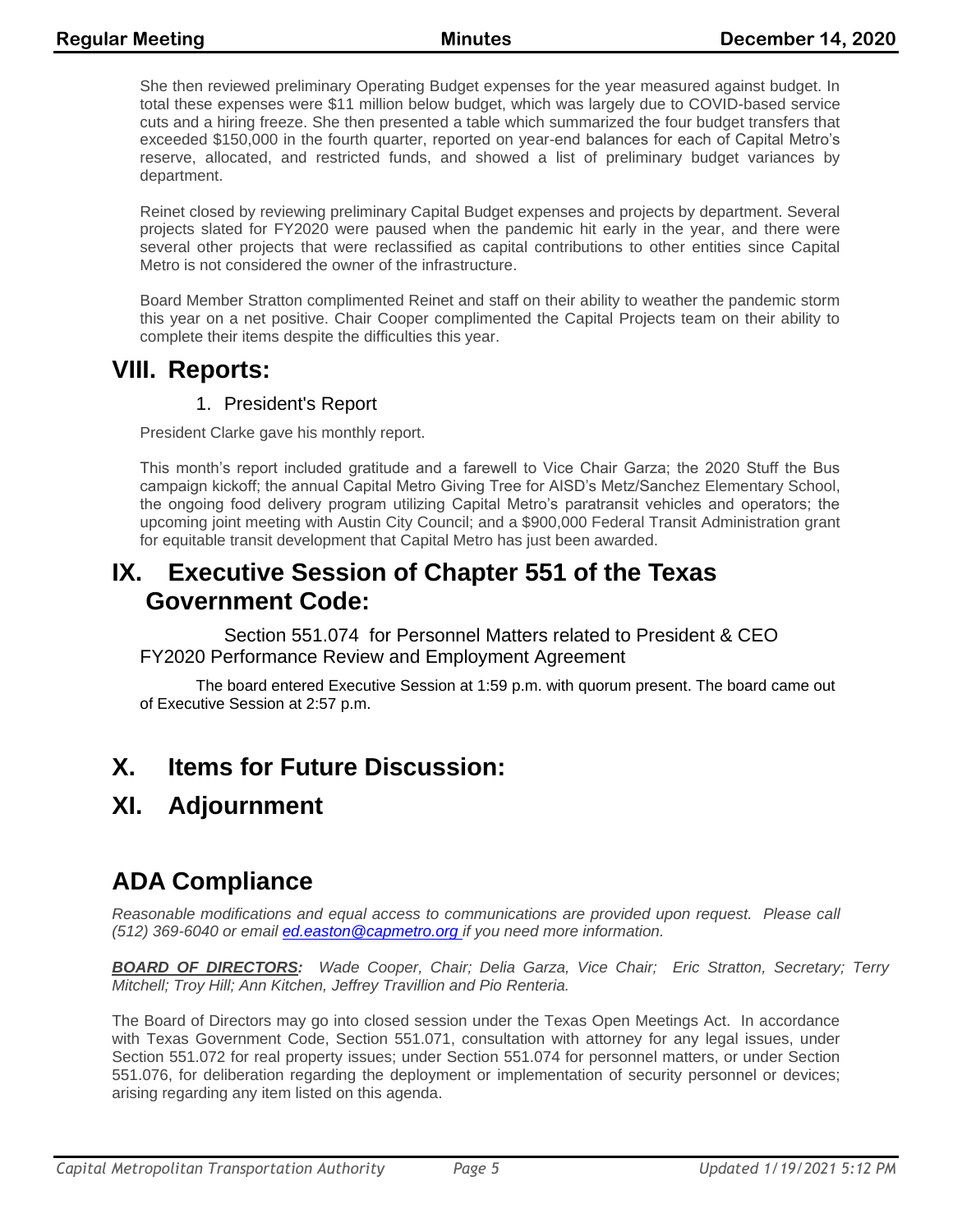She then reviewed preliminary Operating Budget expenses for the year measured against budget. In total these expenses were $11 million below budget, which was largely due to COVID-based service cuts and a hiring freeze. She then presented a table which summarized the four budget transfers that exceeded $150,000 in the fourth quarter, reported on year-end balances for each of Capital Metro's reserve, allocated, and restricted funds, and showed a list of preliminary budget variances by department.

Reinet closed by reviewing preliminary Capital Budget expenses and projects by department. Several projects slated for FY2020 were paused when the pandemic hit early in the year, and there were several other projects that were reclassified as capital contributions to other entities since Capital Metro is not considered the owner of the infrastructure.

Board Member Stratton complimented Reinet and staff on their ability to weather the pandemic storm this year on a net positive. Chair Cooper complimented the Capital Projects team on their ability to complete their items despite the difficulties this year.

# VIII. Reports:

1. President's Report

President Clarke gave his monthly report.

This month's report included gratitude and a farewell to Vice Chair Garza; the 2020 Stuff the Bus campaign kickoff; the annual Capital Metro Giving Tree for AISD's Metz/Sanchez Elementary School, the ongoing food delivery program utilizing Capital Metro's paratransit vehicles and operators; the upcoming joint meeting with Austin City Council; and a $900,000 Federal Transit Administration grant for equitable transit development that Capital Metro has just been awarded.

# IX. Executive Session of Chapter 551 of the Texas Government Code:

Section 551.074 for Personnel Matters related to President & CEO FY2020 Performance Review and Employment Agreement

The board entered Executive Session at 1:59 p.m. with quorum present. The board came out of Executive Session at 2:57 p.m.

# X. Items for Future Discussion:

# XI. Adjournment

# ADA Compliance

*Reasonable modifications and equal access to communications are provided upon request. Please call (512) 369-6040 or email [ed.easton@capmetro.org](mailto:ed.easton@capmetro.org) if you need more information.*

***BOARD OF DIRECTORS:*** *Wade Cooper, Chair; Delia Garza, Vice Chair; Eric Stratton, Secretary; Terry Mitchell; Troy Hill; Ann Kitchen, Jeffrey Travillion and Pio Renteria.*

The Board of Directors may go into closed session under the Texas Open Meetings Act. In accordance with Texas Government Code, Section 551.071, consultation with attorney for any legal issues, under Section 551.072 for real property issues; under Section 551.074 for personnel matters, or under Section 551.076, for deliberation regarding the deployment or implementation of security personnel or devices; arising regarding any item listed on this agenda.